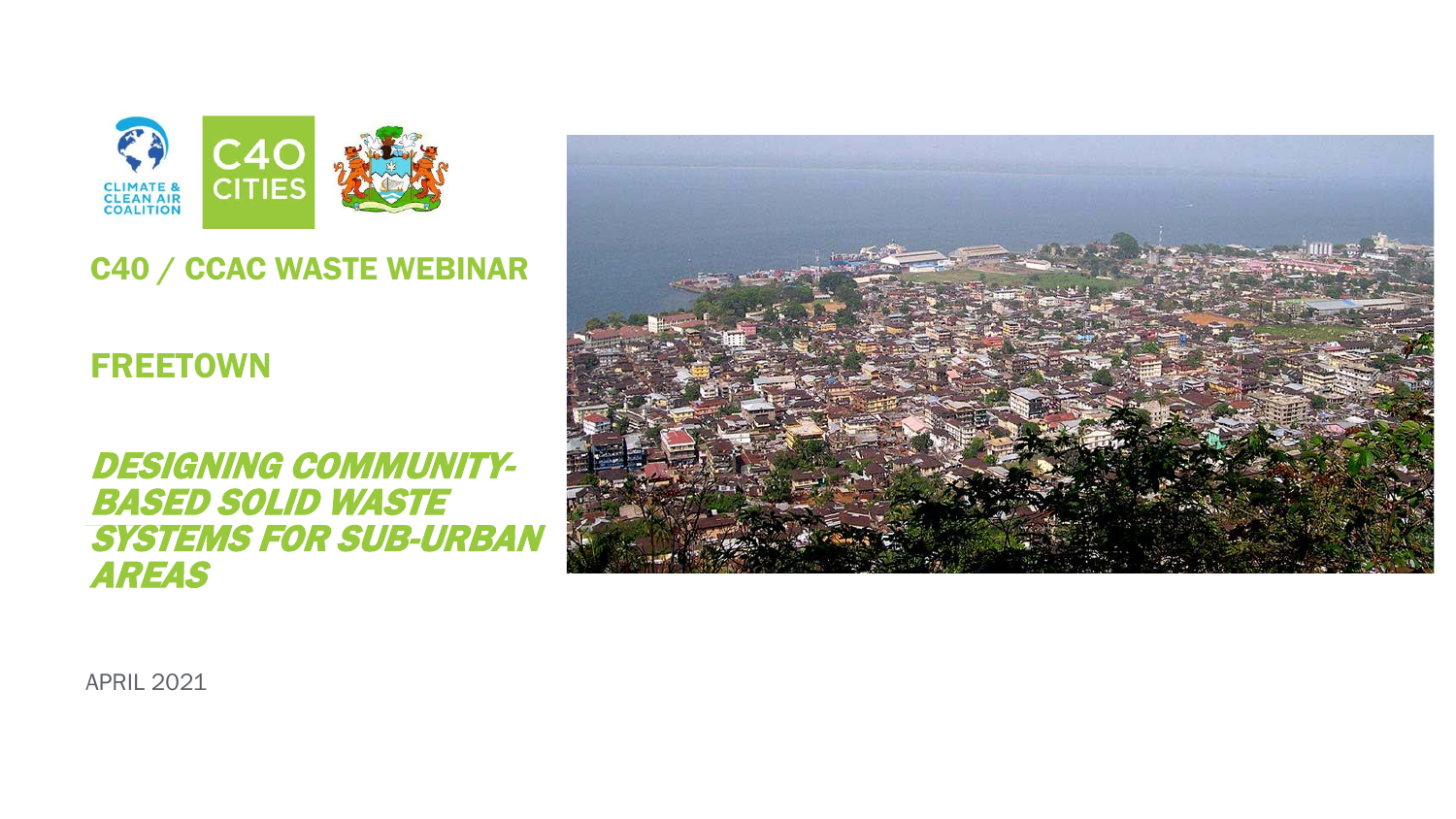CLIMATE & CLEAN AIR COALITION

C40 CITIES

# C40 / CCAC WASTE WEBINAR

## FREETOWN

## *DESIGNING COMMUNITY-BASED SOLID WASTE SYSTEMS FOR SUB-URBAN AREAS*

APRIL 2021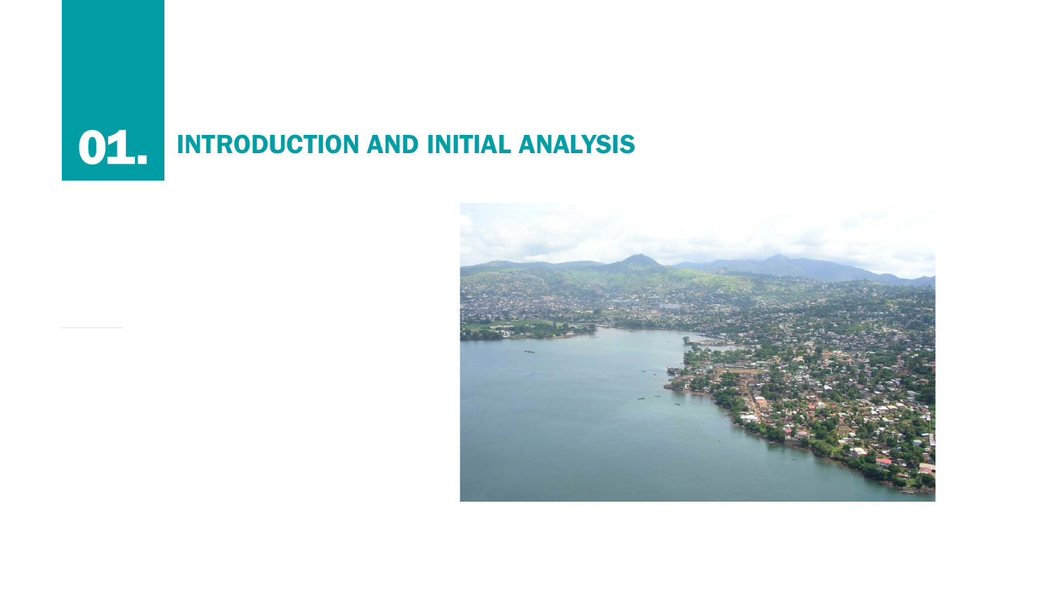# 01. INTRODUCTION AND INITIAL ANALYSIS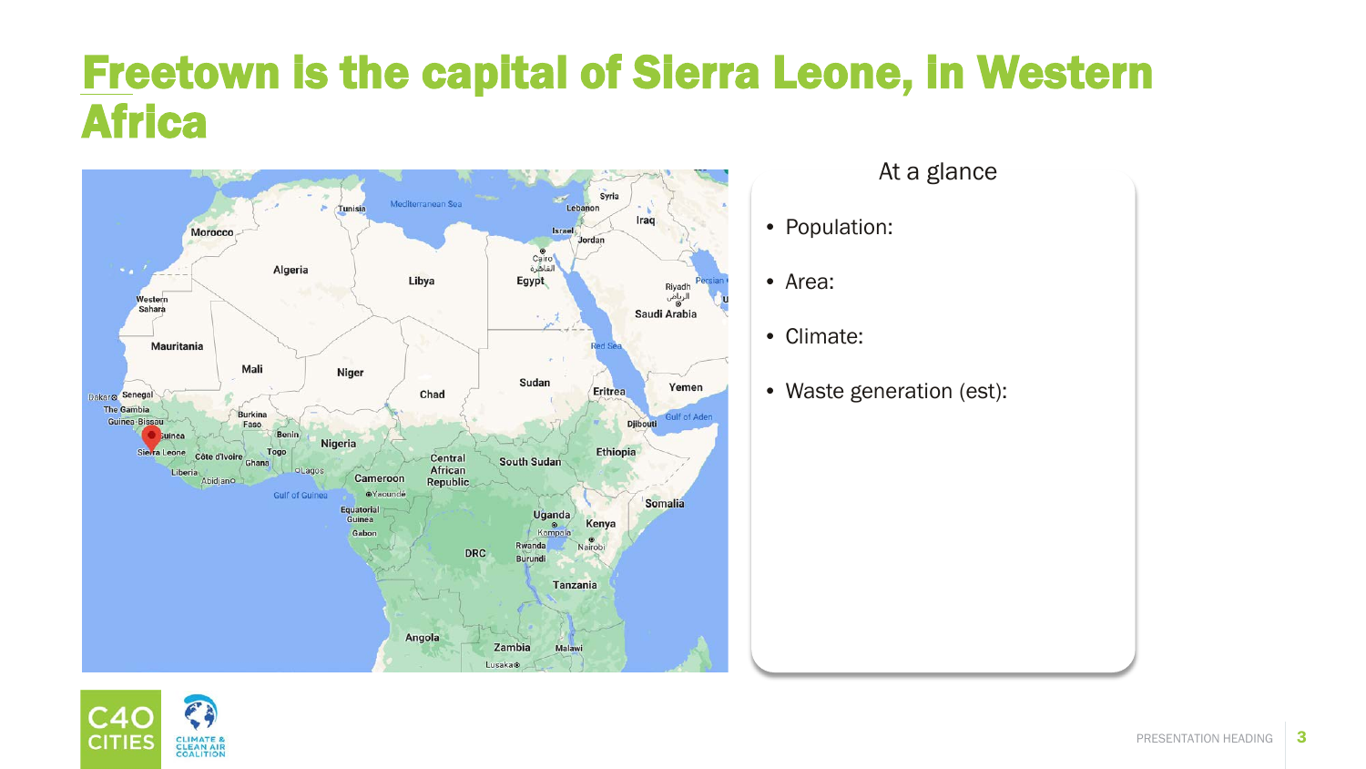# Freetown is the capital of Sierra Leone, in Western Africa

## At a glance

- Population:
- Area:
- Climate:
- Waste generation (est):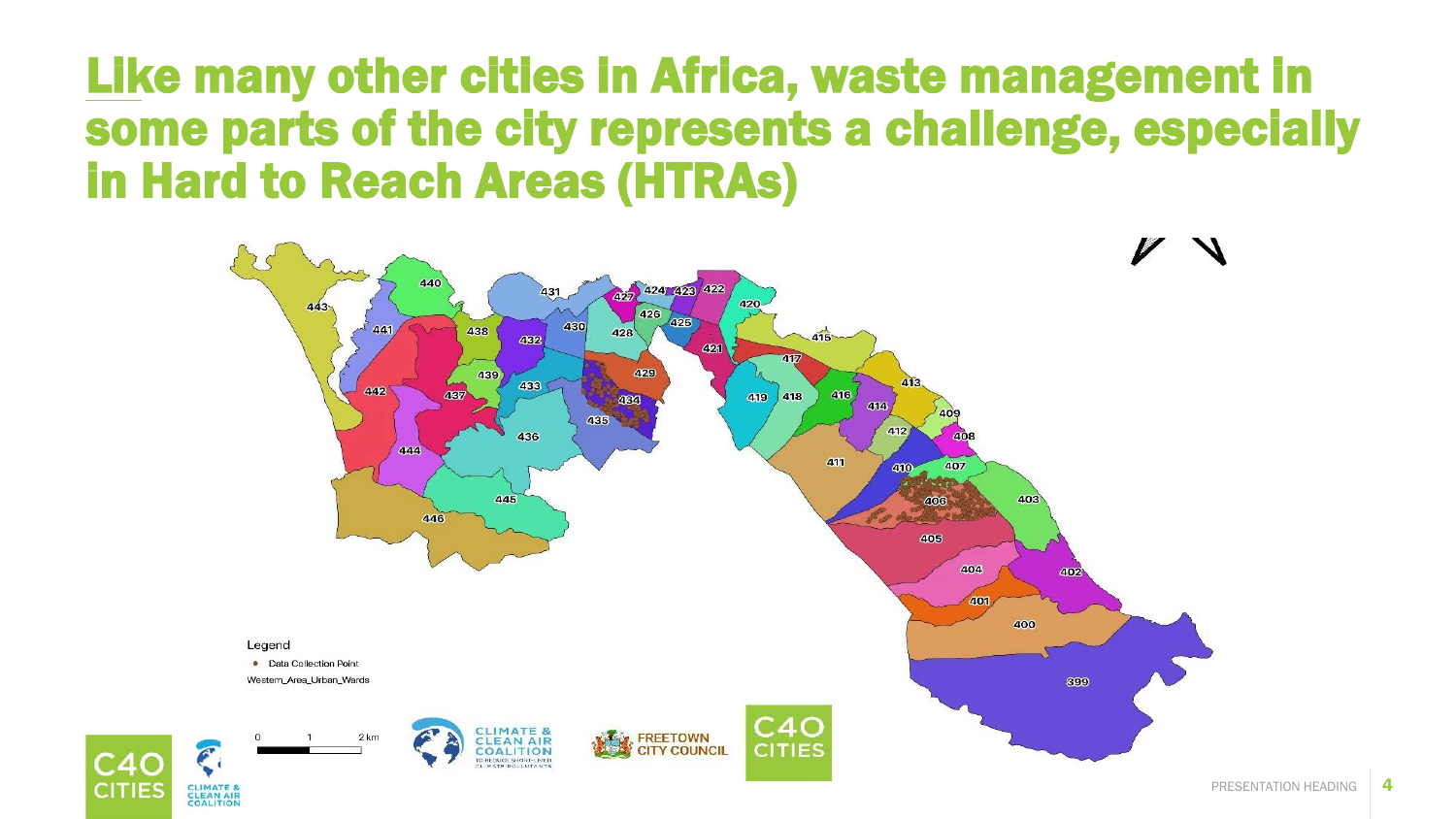# Like many other cities in Africa, waste management in some parts of the city represents a challenge, especially in Hard to Reach Areas (HTRAs)

Legend

- Data Collection Point

Western_Area_Urban_Wards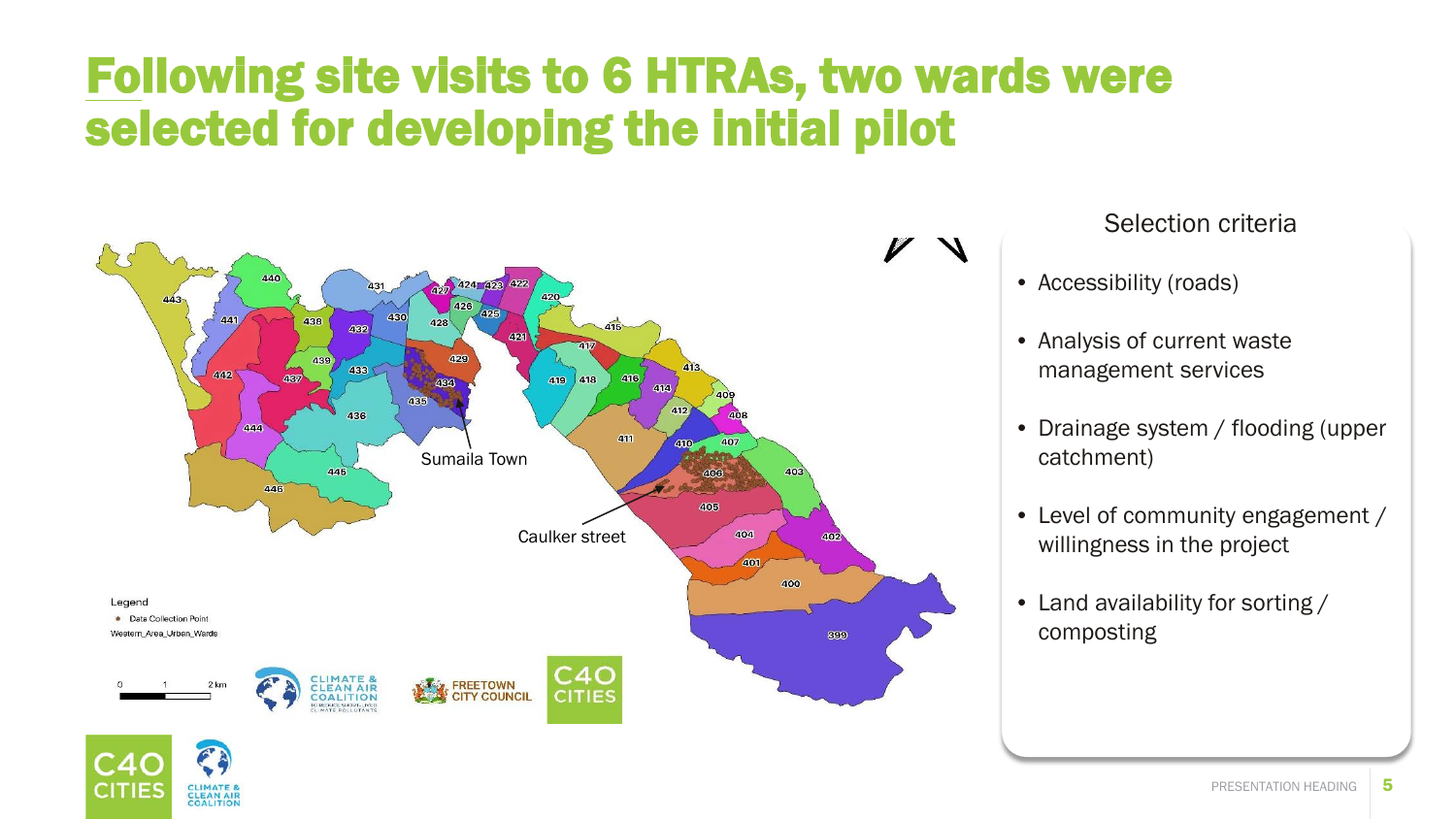# Following site visits to 6 HTRAs, two wards were selected for developing the initial pilot

Sumaila Town

Caulker street

Legend

- Data Collection Point

Western_Area_Urban_Wards

## Selection criteria

- Accessibility (roads)
- Analysis of current waste management services
- Drainage system / flooding (upper catchment)
- Level of community engagement / willingness in the project
- Land availability for sorting / composting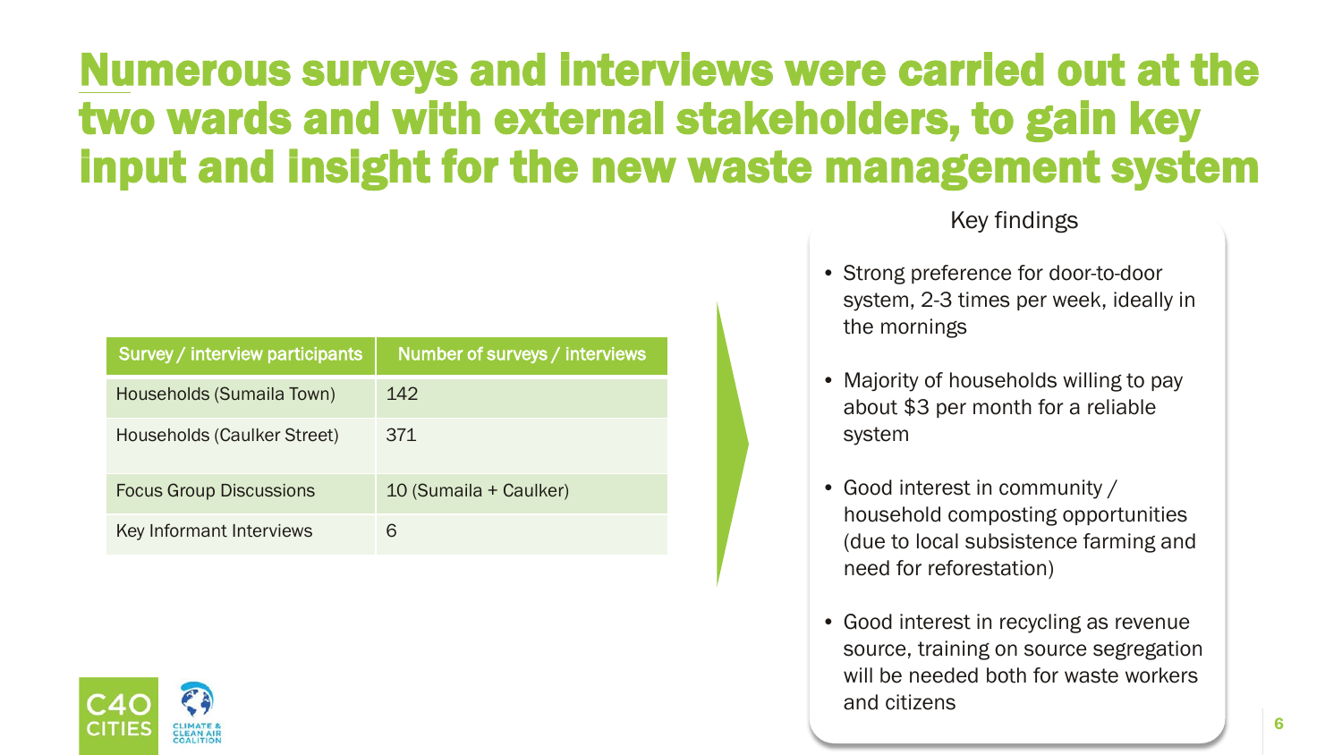# Numerous surveys and interviews were carried out at the two wards and with external stakeholders, to gain key input and insight for the new waste management system

| Survey / interview participants | Number of surveys / interviews |
| --- | --- |
| Households (Sumaila Town) | 142 |
| Households (Caulker Street) | 371 |
| Focus Group Discussions | 10 (Sumaila + Caulker) |
| Key Informant Interviews | 6 |

Key findings

- Strong preference for door-to-door system, 2-3 times per week, ideally in the mornings
- Majority of households willing to pay about $3 per month for a reliable system
- Good interest in community / household composting opportunities (due to local subsistence farming and need for reforestation)
- Good interest in recycling as revenue source, training on source segregation will be needed both for waste workers and citizens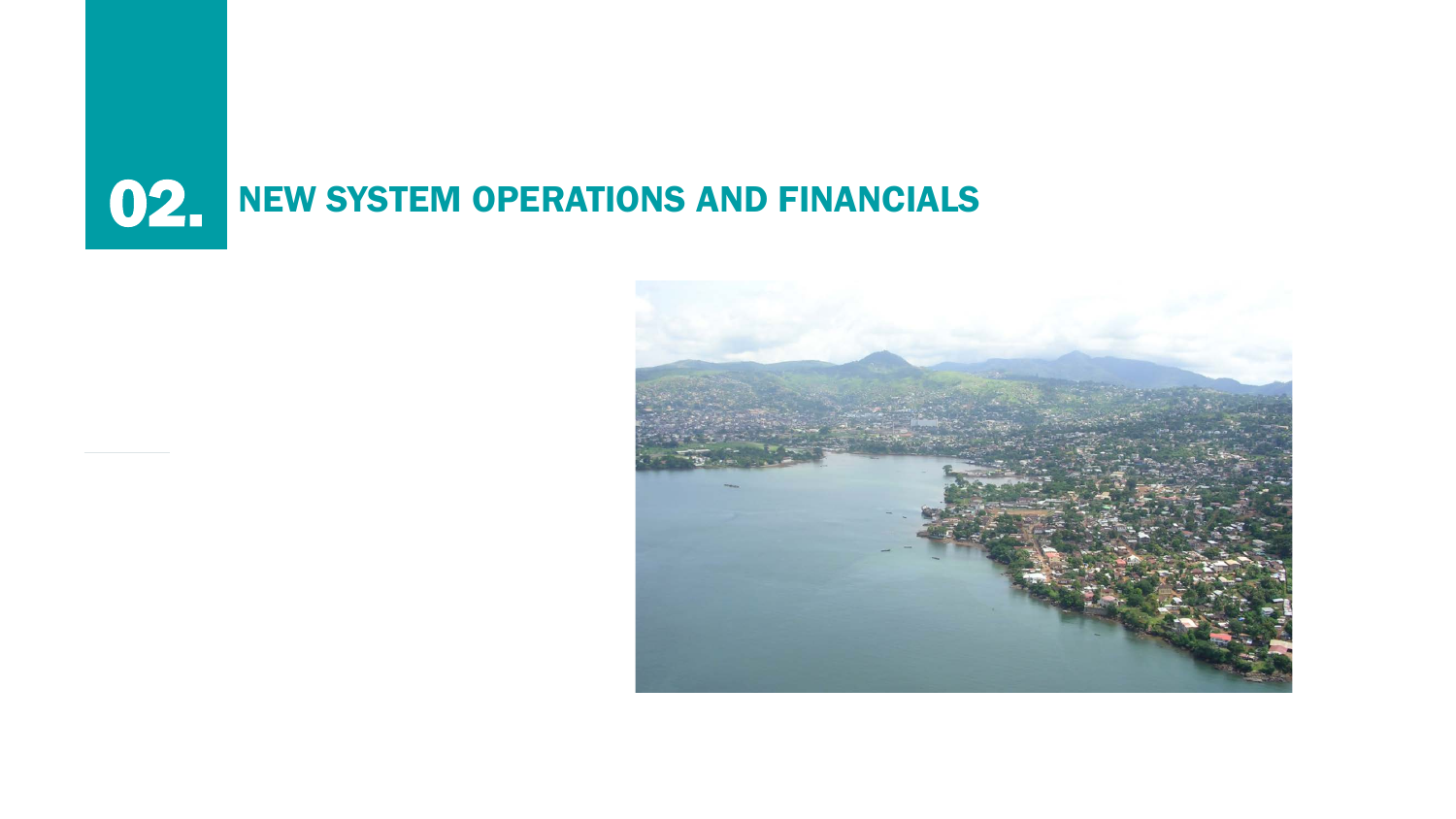# 02. NEW SYSTEM OPERATIONS AND FINANCIALS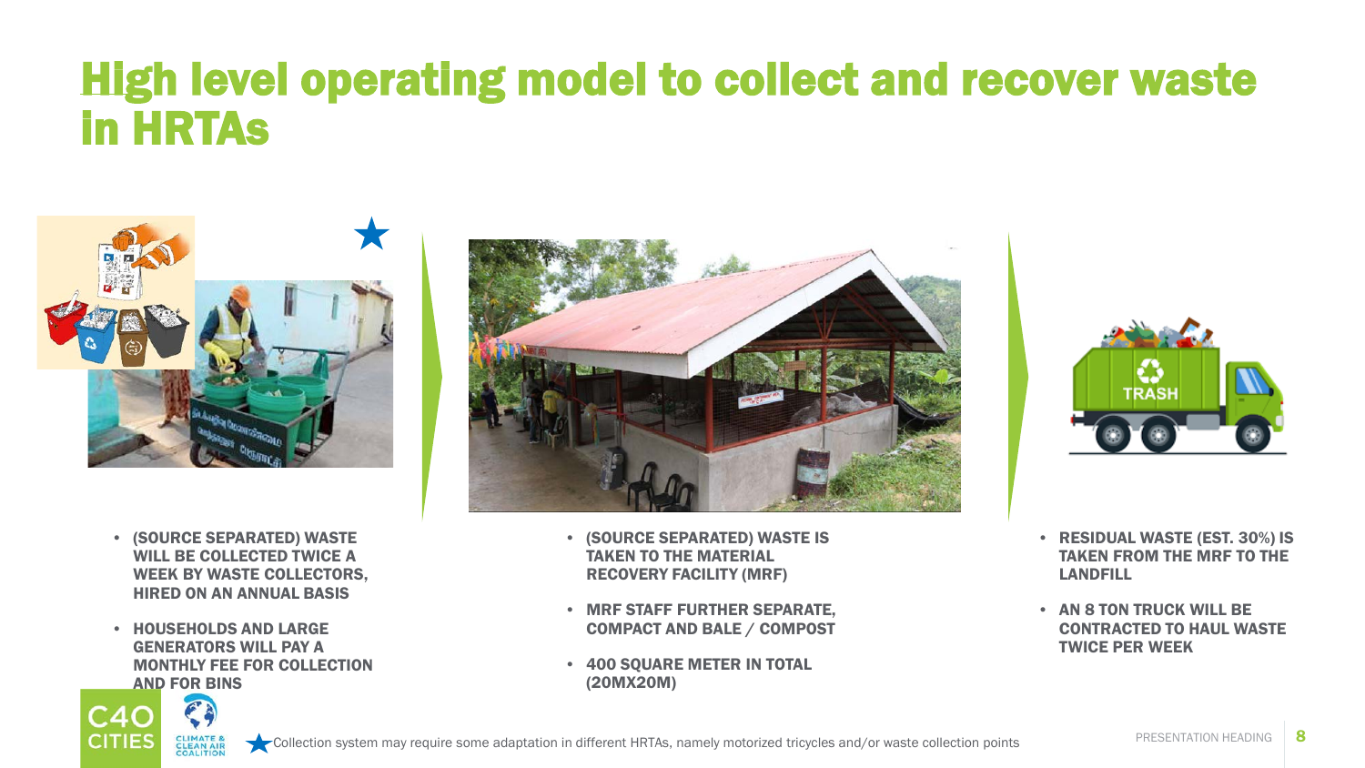# High level operating model to collect and recover waste in HRTAs

- (SOURCE SEPARATED) WASTE WILL BE COLLECTED TWICE A WEEK BY WASTE COLLECTORS, HIRED ON AN ANNUAL BASIS
- HOUSEHOLDS AND LARGE GENERATORS WILL PAY A MONTHLY FEE FOR COLLECTION AND FOR BINS

- (SOURCE SEPARATED) WASTE IS TAKEN TO THE MATERIAL RECOVERY FACILITY (MRF)
- MRF STAFF FURTHER SEPARATE, COMPACT AND BALE / COMPOST
- 400 SQUARE METER IN TOTAL (20MX20M)

- RESIDUAL WASTE (EST. 30%) IS TAKEN FROM THE MRF TO THE LANDFILL
- AN 8 TON TRUCK WILL BE CONTRACTED TO HAUL WASTE TWICE PER WEEK

★ Collection system may require some adaptation in different HRTAs, namely motorized tricycles and/or waste collection points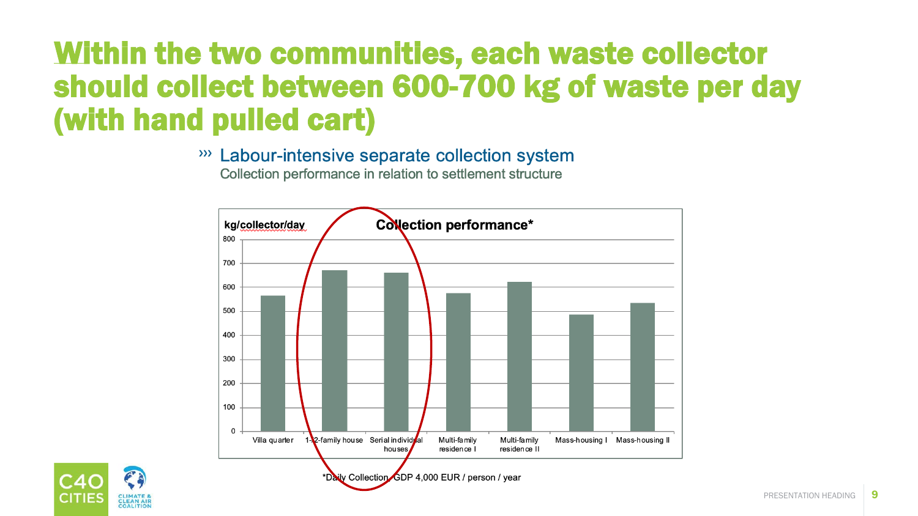# Within the two communities, each waste collector should collect between 600-700 kg of waste per day (with hand pulled cart)

›› Labour-intensive separate collection system

Collection performance in relation to settlement structure

**Collection performance***

kg/collector/day

| Settlement structure | kg/collector/day (approx.) |
| --- | --- |
| Villa quarter | ~565 |
| 1-2-family house | ~670 |
| Serial individual houses | ~660 |
| Multi-family residence I | ~575 |
| Multi-family residence II | ~620 |
| Mass-housing I | ~485 |
| Mass-housing II | ~535 |

*Daily Collection, GDP 4,000 EUR / person / year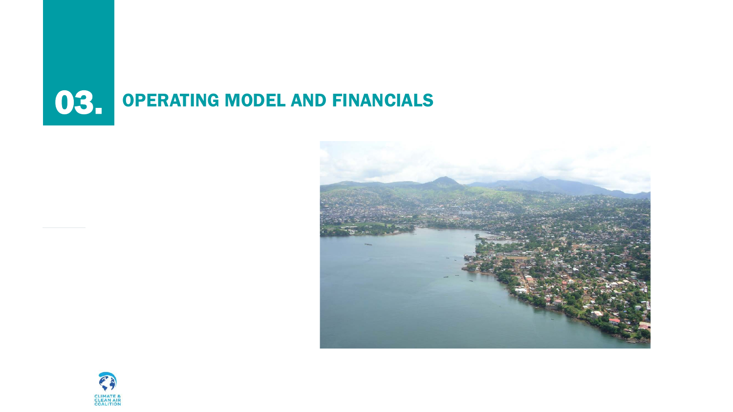# 03. OPERATING MODEL AND FINANCIALS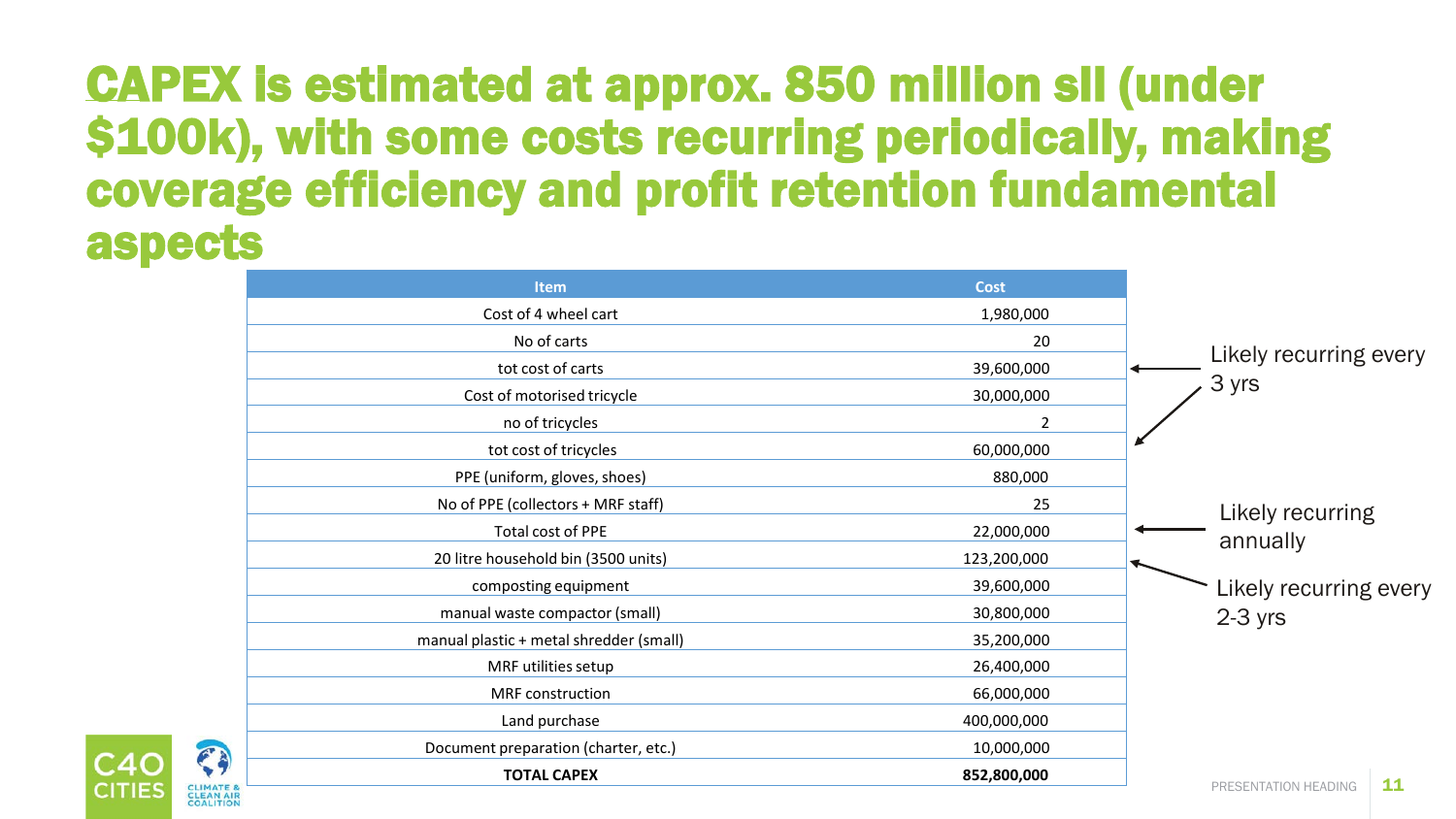# CAPEX is estimated at approx. 850 million sll (under $100k), with some costs recurring periodically, making coverage efficiency and profit retention fundamental aspects

| Item | Cost |
|---|---|
| Cost of 4 wheel cart | 1,980,000 |
| No of carts | 20 |
| tot cost of carts | 39,600,000 |
| Cost of motorised tricycle | 30,000,000 |
| no of tricycles | 2 |
| tot cost of tricycles | 60,000,000 |
| PPE (uniform, gloves, shoes) | 880,000 |
| No of PPE (collectors + MRF staff) | 25 |
| Total cost of PPE | 22,000,000 |
| 20 litre household bin (3500 units) | 123,200,000 |
| composting equipment | 39,600,000 |
| manual waste compactor (small) | 30,800,000 |
| manual plastic + metal shredder (small) | 35,200,000 |
| MRF utilities setup | 26,400,000 |
| MRF construction | 66,000,000 |
| Land purchase | 400,000,000 |
| Document preparation (charter, etc.) | 10,000,000 |
| **TOTAL CAPEX** | **852,800,000** |

Likely recurring every 3 yrs (tot cost of carts; tot cost of tricycles)

Likely recurring annually (Total cost of PPE)

Likely recurring every 2-3 yrs (20 litre household bin)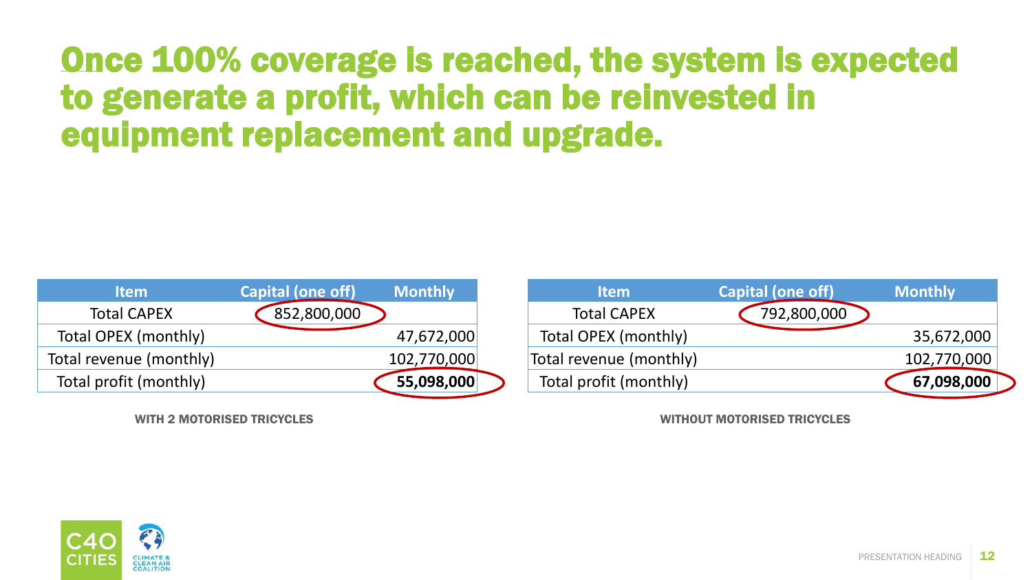# Once 100% coverage is reached, the system is expected to generate a profit, which can be reinvested in equipment replacement and upgrade.

| Item | Capital (one off) | Monthly |
|---|---|---|
| Total CAPEX | 852,800,000 | |
| Total OPEX (monthly) | | 47,672,000 |
| Total revenue (monthly) | | 102,770,000 |
| Total profit (monthly) | | **55,098,000** |

WITH 2 MOTORISED TRICYCLES

| Item | Capital (one off) | Monthly |
|---|---|---|
| Total CAPEX | 792,800,000 | |
| Total OPEX (monthly) | | 35,672,000 |
| Total revenue (monthly) | | 102,770,000 |
| Total profit (monthly) | | **67,098,000** |

WITHOUT MOTORISED TRICYCLES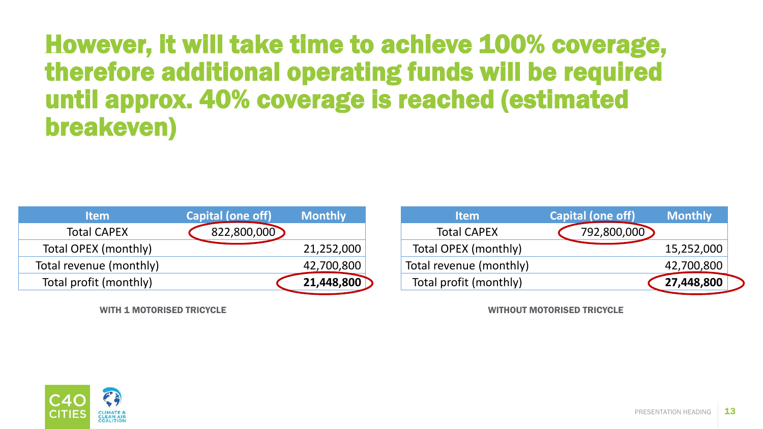# However, it will take time to achieve 100% coverage, therefore additional operating funds will be required until approx. 40% coverage is reached (estimated breakeven)

| Item | Capital (one off) | Monthly |
|---|---|---|
| Total CAPEX | 822,800,000 | |
| Total OPEX (monthly) | | 21,252,000 |
| Total revenue (monthly) | | 42,700,800 |
| Total profit (monthly) | | **21,448,800** |

WITH 1 MOTORISED TRICYCLE

| Item | Capital (one off) | Monthly |
|---|---|---|
| Total CAPEX | 792,800,000 | |
| Total OPEX (monthly) | | 15,252,000 |
| Total revenue (monthly) | | 42,700,800 |
| Total profit (monthly) | | **27,448,800** |

WITHOUT MOTORISED TRICYCLE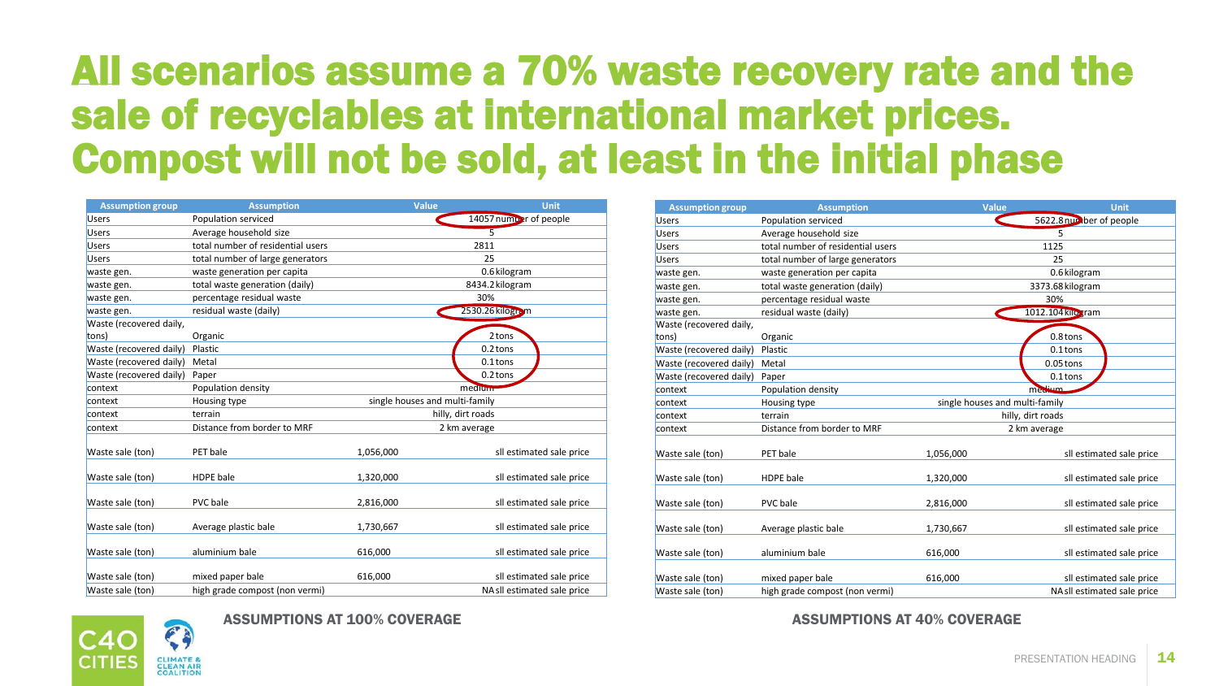# All scenarios assume a 70% waste recovery rate and the sale of recyclables at international market prices. Compost will not be sold, at least in the initial phase

| Assumption group | Assumption | Value | Unit |
|---|---|---|---|
| Users | Population serviced | 14057 | number of people |
| Users | Average household size | 5 | |
| Users | total number of residential users | 2811 | |
| Users | total number of large generators | 25 | |
| waste gen. | waste generation per capita | 0.6 | kilogram |
| waste gen. | total waste generation (daily) | 8434.2 | kilogram |
| waste gen. | percentage residual waste | 30% | |
| waste gen. | residual waste (daily) | 2530.26 | kilogram |
| Waste (recovered daily, tons) | Organic | 2 | tons |
| Waste (recovered daily) | Plastic | 0.2 | tons |
| Waste (recovered daily) | Metal | 0.1 | tons |
| Waste (recovered daily) | Paper | 0.2 | tons |
| context | Population density | medium | |
| context | Housing type | single houses and multi-family | |
| context | terrain | hilly, dirt roads | |
| context | Distance from border to MRF | 2 km average | |
| Waste sale (ton) | PET bale | 1,056,000 | sll estimated sale price |
| Waste sale (ton) | HDPE bale | 1,320,000 | sll estimated sale price |
| Waste sale (ton) | PVC bale | 2,816,000 | sll estimated sale price |
| Waste sale (ton) | Average plastic bale | 1,730,667 | sll estimated sale price |
| Waste sale (ton) | aluminium bale | 616,000 | sll estimated sale price |
| Waste sale (ton) | mixed paper bale | 616,000 | sll estimated sale price |
| Waste sale (ton) | high grade compost (non vermi) | NA | sll estimated sale price |

**ASSUMPTIONS AT 100% COVERAGE**

| Assumption group | Assumption | Value | Unit |
|---|---|---|---|
| Users | Population serviced | 5622.8 | number of people |
| Users | Average household size | 5 | |
| Users | total number of residential users | 1125 | |
| Users | total number of large generators | 25 | |
| waste gen. | waste generation per capita | 0.6 | kilogram |
| waste gen. | total waste generation (daily) | 3373.68 | kilogram |
| waste gen. | percentage residual waste | 30% | |
| waste gen. | residual waste (daily) | 1012.104 | kilogram |
| Waste (recovered daily, tons) | Organic | 0.8 | tons |
| Waste (recovered daily) | Plastic | 0.1 | tons |
| Waste (recovered daily) | Metal | 0.05 | tons |
| Waste (recovered daily) | Paper | 0.1 | tons |
| context | Population density | medium | |
| context | Housing type | single houses and multi-family | |
| context | terrain | hilly, dirt roads | |
| context | Distance from border to MRF | 2 km average | |
| Waste sale (ton) | PET bale | 1,056,000 | sll estimated sale price |
| Waste sale (ton) | HDPE bale | 1,320,000 | sll estimated sale price |
| Waste sale (ton) | PVC bale | 2,816,000 | sll estimated sale price |
| Waste sale (ton) | Average plastic bale | 1,730,667 | sll estimated sale price |
| Waste sale (ton) | aluminium bale | 616,000 | sll estimated sale price |
| Waste sale (ton) | mixed paper bale | 616,000 | sll estimated sale price |
| Waste sale (ton) | high grade compost (non vermi) | NA | sll estimated sale price |

**ASSUMPTIONS AT 40% COVERAGE**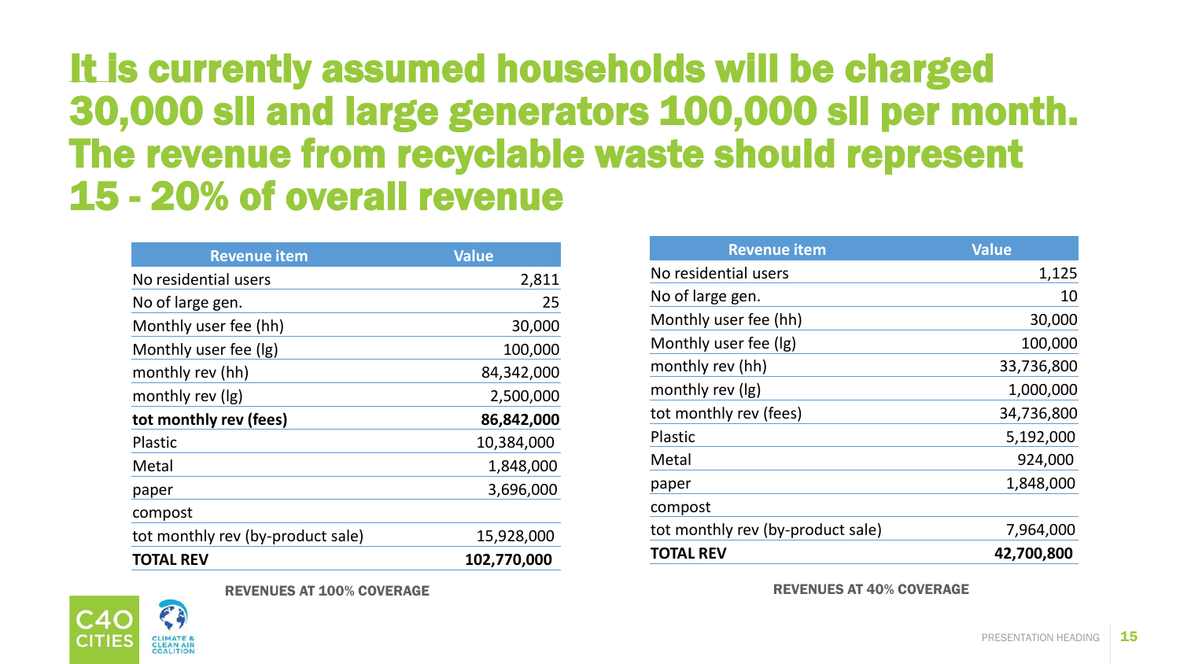# It is currently assumed households will be charged 30,000 sll and large generators 100,000 sll per month. The revenue from recyclable waste should represent 15 - 20% of overall revenue

| Revenue item | Value |
|---|---|
| No residential users | 2,811 |
| No of large gen. | 25 |
| Monthly user fee (hh) | 30,000 |
| Monthly user fee (lg) | 100,000 |
| monthly rev (hh) | 84,342,000 |
| monthly rev (lg) | 2,500,000 |
| **tot monthly rev (fees)** | **86,842,000** |
| Plastic | 10,384,000 |
| Metal | 1,848,000 |
| paper | 3,696,000 |
| compost | |
| tot monthly rev (by-product sale) | 15,928,000 |
| **TOTAL REV** | **102,770,000** |

REVENUES AT 100% COVERAGE

| Revenue item | Value |
|---|---|
| No residential users | 1,125 |
| No of large gen. | 10 |
| Monthly user fee (hh) | 30,000 |
| Monthly user fee (lg) | 100,000 |
| monthly rev (hh) | 33,736,800 |
| monthly rev (lg) | 1,000,000 |
| tot monthly rev (fees) | 34,736,800 |
| Plastic | 5,192,000 |
| Metal | 924,000 |
| paper | 1,848,000 |
| compost | |
| tot monthly rev (by-product sale) | 7,964,000 |
| **TOTAL REV** | **42,700,800** |

REVENUES AT 40% COVERAGE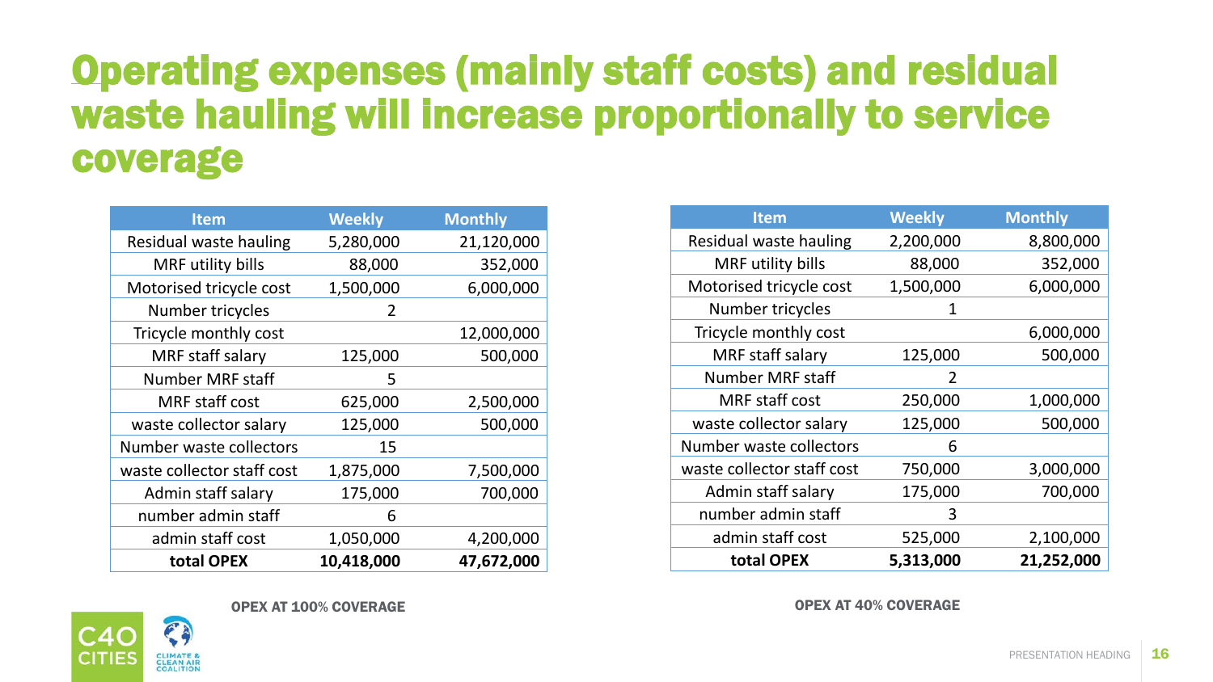# Operating expenses (mainly staff costs) and residual waste hauling will increase proportionally to service coverage

| Item | Weekly | Monthly |
|---|---|---|
| Residual waste hauling | 5,280,000 | 21,120,000 |
| MRF utility bills | 88,000 | 352,000 |
| Motorised tricycle cost | 1,500,000 | 6,000,000 |
| Number tricycles | 2 | |
| Tricycle monthly cost | | 12,000,000 |
| MRF staff salary | 125,000 | 500,000 |
| Number MRF staff | 5 | |
| MRF staff cost | 625,000 | 2,500,000 |
| waste collector salary | 125,000 | 500,000 |
| Number waste collectors | 15 | |
| waste collector staff cost | 1,875,000 | 7,500,000 |
| Admin staff salary | 175,000 | 700,000 |
| number admin staff | 6 | |
| admin staff cost | 1,050,000 | 4,200,000 |
| **total OPEX** | **10,418,000** | **47,672,000** |

OPEX AT 100% COVERAGE

| Item | Weekly | Monthly |
|---|---|---|
| Residual waste hauling | 2,200,000 | 8,800,000 |
| MRF utility bills | 88,000 | 352,000 |
| Motorised tricycle cost | 1,500,000 | 6,000,000 |
| Number tricycles | 1 | |
| Tricycle monthly cost | | 6,000,000 |
| MRF staff salary | 125,000 | 500,000 |
| Number MRF staff | 2 | |
| MRF staff cost | 250,000 | 1,000,000 |
| waste collector salary | 125,000 | 500,000 |
| Number waste collectors | 6 | |
| waste collector staff cost | 750,000 | 3,000,000 |
| Admin staff salary | 175,000 | 700,000 |
| number admin staff | 3 | |
| admin staff cost | 525,000 | 2,100,000 |
| **total OPEX** | **5,313,000** | **21,252,000** |

OPEX AT 40% COVERAGE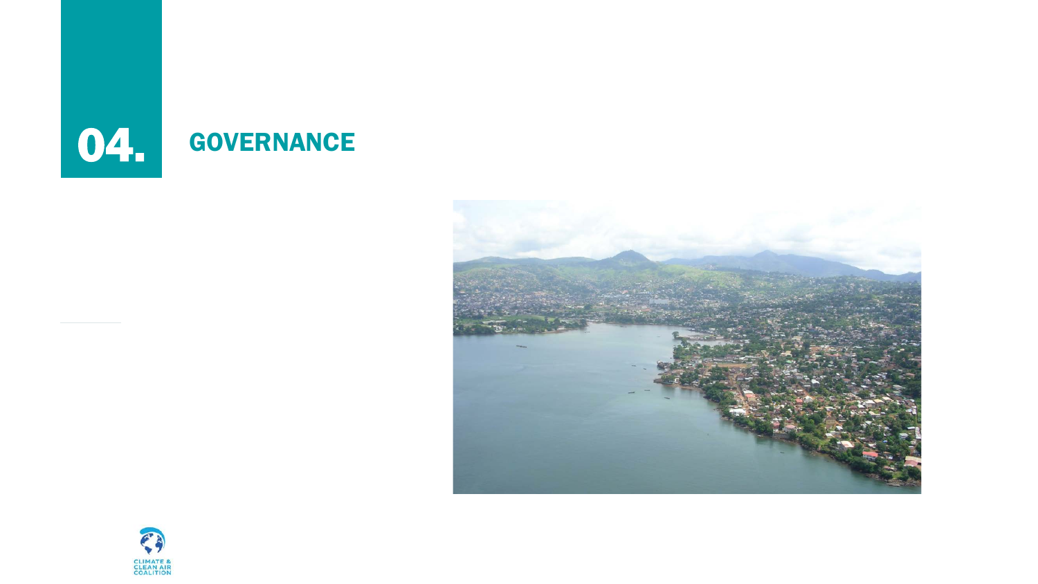# 04. GOVERNANCE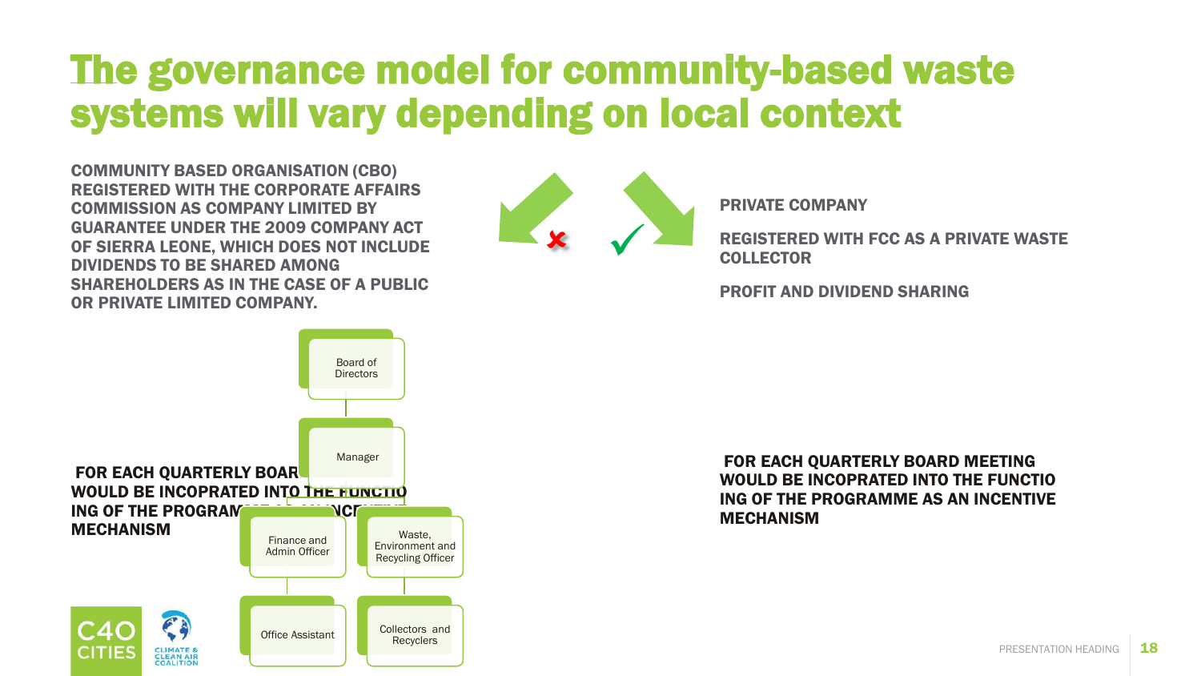# The governance model for community-based waste systems will vary depending on local context

**COMMUNITY BASED ORGANISATION (CBO) REGISTERED WITH THE CORPORATE AFFAIRS COMMISSION AS COMPANY LIMITED BY GUARANTEE UNDER THE 2009 COMPANY ACT OF SIERRA LEONE, WHICH DOES NOT INCLUDE DIVIDENDS TO BE SHARED AMONG SHAREHOLDERS AS IN THE CASE OF A PUBLIC OR PRIVATE LIMITED COMPANY.**

✗ ✓

**PRIVATE COMPANY**

**REGISTERED WITH FCC AS A PRIVATE WASTE COLLECTOR**

**PROFIT AND DIVIDEND SHARING**

- Board of Directors
  - Manager
    - Finance and Admin Officer
      - Office Assistant
    - Waste, Environment and Recycling Officer
      - Collectors and Recyclers

**FOR EACH QUARTERLY BOAR... WOULD BE INCOPRATED INTO THE FUNCTIO ING OF THE PROGRAM... MECHANISM**

**FOR EACH QUARTERLY BOARD MEETING WOULD BE INCOPRATED INTO THE FUNCTIO ING OF THE PROGRAMME AS AN INCENTIVE MECHANISM**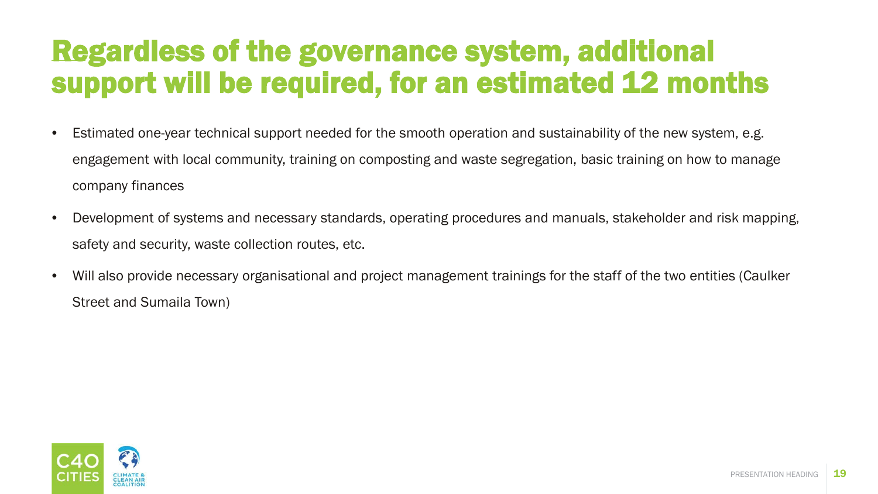# Regardless of the governance system, additional support will be required, for an estimated 12 months

- Estimated one-year technical support needed for the smooth operation and sustainability of the new system, e.g. engagement with local community, training on composting and waste segregation, basic training on how to manage company finances
- Development of systems and necessary standards, operating procedures and manuals, stakeholder and risk mapping, safety and security, waste collection routes, etc.
- Will also provide necessary organisational and project management trainings for the staff of the two entities (Caulker Street and Sumaila Town)